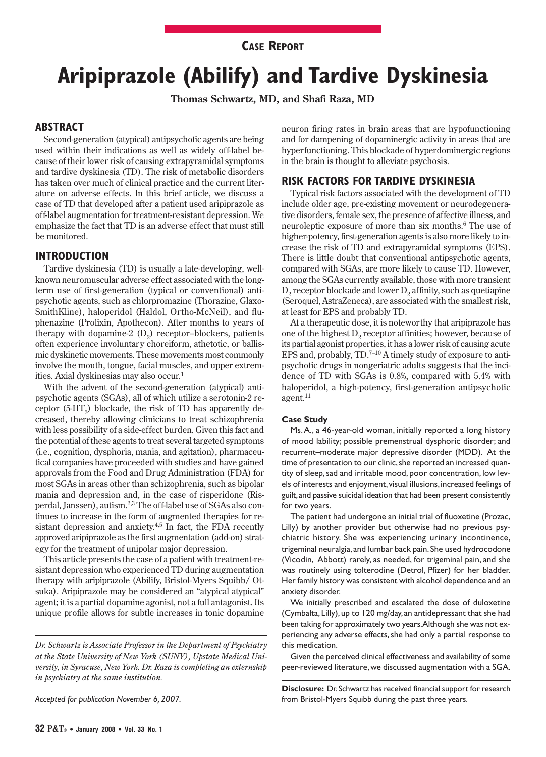Case Report

# Aripiprazole (Abilify) and Tardive Dyskinesia

**Thomas Schwartz, MD, and Shafi Raza, MD**

## ABSTRACT

Second-generation (atypical) antipsychotic agents are being used within their indications as well as widely off-label because of their lower risk of causing extrapyramidal symptoms and tardive dyskinesia (TD). The risk of metabolic disorders has taken over much of clinical practice and the current literature on adverse effects. In this brief article, we discuss a case of TD that developed after a patient used aripiprazole as off-label augmentation for treatment-resistant depression. We emphasize the fact that TD is an adverse effect that must still be monitored.

## INTRODUCTION

Tardive dyskinesia (TD) is usually a late-developing, well-known neuromuscular adverse effect associated with the long-term use of first-generation (typical or conventional) antipsychotic agents, such as chlorpromazine (Thorazine, GlaxoSmithKline), haloperidol (Haldol, Ortho-McNeil), and fluphenazine (Prolixin, Apothecon). After months to years of therapy with dopamine-2 ($D_2$) receptor–blockers, patients often experience involuntary choreiform, athetotic, or ballismic dyskinetic movements. These movements most commonly involve the mouth, tongue, facial muscles, and upper extremities. Axial dyskinesias may also occur.[1]

With the advent of the second-generation (atypical) antipsychotic agents (SGAs), all of which utilize a serotonin-2 receptor ($5\text{-}HT_2$) blockade, the risk of TD has apparently decreased, thereby allowing clinicians to treat schizophrenia with less possibility of a side-effect burden. Given this fact and the potential of these agents to treat several targeted symptoms (i.e., cognition, dysphoria, mania, and agitation), pharmaceutical companies have proceeded with studies and have gained approvals from the Food and Drug Administration (FDA) for most SGAs in areas other than schizophrenia, such as bipolar mania and depression and, in the case of risperidone (Risperdal, Janssen), autism.[2,3] The off-label use of SGAs also continues to increase in the form of augmented therapies for resistant depression and anxiety.[4,5] In fact, the FDA recently approved aripiprazole as the first augmentation (add-on) strategy for the treatment of unipolar major depression.

This article presents the case of a patient with treatment-resistant depression who experienced TD during augmentation therapy with aripiprazole (Abilify, Bristol-Myers Squibb/ Otsuka). Aripiprazole may be considered an "atypical atypical" agent; it is a partial dopamine agonist, not a full antagonist. Its unique profile allows for subtle increases in tonic dopamine neuron firing rates in brain areas that are hypofunctioning and for dampening of dopaminergic activity in areas that are hyperfunctioning. This blockade of hyperdominergic regions in the brain is thought to alleviate psychosis.

## RISK FACTORS FOR TARDIVE DYSKINESIA

Typical risk factors associated with the development of TD include older age, pre-existing movement or neurodegenerative disorders, female sex, the presence of affective illness, and neuroleptic exposure of more than six months.[6] The use of higher-potency, first-generation agents is also more likely to increase the risk of TD and extrapyramidal symptoms (EPS). There is little doubt that conventional antipsychotic agents, compared with SGAs, are more likely to cause TD. However, among the SGAs currently available, those with more transient $D_2$ receptor blockade and lower $D_2$ affinity, such as quetiapine (Seroquel, AstraZeneca), are associated with the smallest risk, at least for EPS and probably TD.

At a therapeutic dose, it is noteworthy that aripiprazole has one of the highest $D_2$ receptor affinities; however, because of its partial agonist properties, it has a lower risk of causing acute EPS and, probably, TD.[7–10] A timely study of exposure to antipsychotic drugs in nongeriatric adults suggests that the incidence of TD with SGAs is 0.8%, compared with 5.4% with haloperidol, a high-potency, first-generation antipsychotic agent.[11]

### Case Study

Ms. A., a 46-year-old woman, initially reported a long history of mood lability; possible premenstrual dysphoric disorder; and recurrent–moderate major depressive disorder (MDD). At the time of presentation to our clinic, she reported an increased quantity of sleep, sad and irritable mood, poor concentration, low levels of interests and enjoyment, visual illusions, increased feelings of guilt, and passive suicidal ideation that had been present consistently for two years.

The patient had undergone an initial trial of fluoxetine (Prozac, Lilly) by another provider but otherwise had no previous psychiatric history. She was experiencing urinary incontinence, trigeminal neuralgia, and lumbar back pain. She used hydrocodone (Vicodin, Abbott) rarely, as needed, for trigeminal pain, and she was routinely using tolterodine (Detrol, Pfizer) for her bladder. Her family history was consistent with alcohol dependence and an anxiety disorder.

We initially prescribed and escalated the dose of duloxetine (Cymbalta, Lilly), up to 120 mg/day, an antidepressant that she had been taking for approximately two years. Although she was not experiencing any adverse effects, she had only a partial response to this medication.

Given the perceived clinical effectiveness and availability of some peer-reviewed literature, we discussed augmentation with a SGA.

*Dr. Schwartz is Associate Professor in the Department of Psychiatry at the State University of New York (SUNY), Upstate Medical University, in Syracuse, New York. Dr. Raza is completing an externship in psychiatry at the same institution.*

*Accepted for publication November 6, 2007.*

**Disclosure:** Dr. Schwartz has received financial support for research from Bristol-Myers Squibb during the past three years.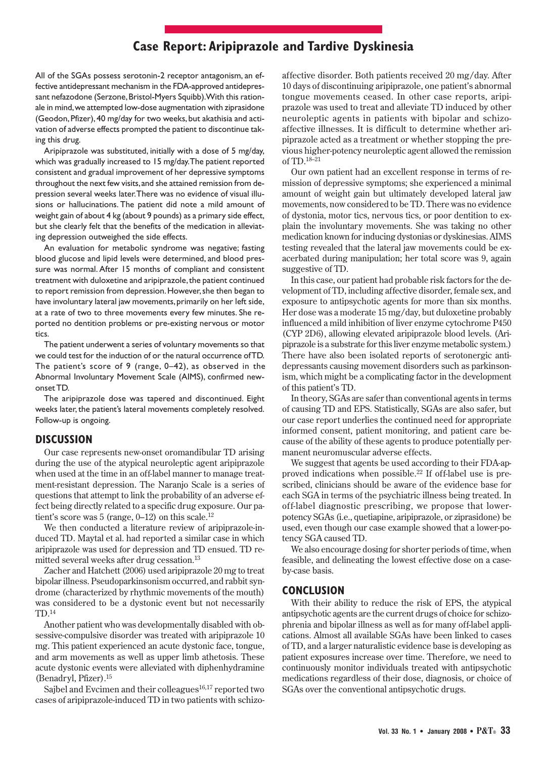All of the SGAs possess serotonin-2 receptor antagonism, an effective antidepressant mechanism in the FDA-approved antidepressant nefazodone (Serzone, Bristol-Myers Squibb). With this rationale in mind, we attempted low-dose augmentation with ziprasidone (Geodon, Pfizer), 40 mg/day for two weeks, but akathisia and activation of adverse effects prompted the patient to discontinue taking this drug.

Aripiprazole was substituted, initially with a dose of 5 mg/day, which was gradually increased to 15 mg/day. The patient reported consistent and gradual improvement of her depressive symptoms throughout the next few visits, and she attained remission from depression several weeks later. There was no evidence of visual illusions or hallucinations. The patient did note a mild amount of weight gain of about 4 kg (about 9 pounds) as a primary side effect, but she clearly felt that the benefits of the medication in alleviating depression outweighed the side effects.

An evaluation for metabolic syndrome was negative; fasting blood glucose and lipid levels were determined, and blood pressure was normal. After 15 months of compliant and consistent treatment with duloxetine and aripiprazole, the patient continued to report remission from depression. However, she then began to have involuntary lateral jaw movements, primarily on her left side, at a rate of two to three movements every few minutes. She reported no dentition problems or pre-existing nervous or motor tics.

The patient underwent a series of voluntary movements so that we could test for the induction of or the natural occurrence of TD. The patient's score of 9 (range, 0–42), as observed in the Abnormal Involuntary Movement Scale (AIMS), confirmed new-onset TD.

The aripiprazole dose was tapered and discontinued. Eight weeks later, the patient's lateral movements completely resolved. Follow-up is ongoing.

## DISCUSSION

Our case represents new-onset oromandibular TD arising during the use of the atypical neuroleptic agent aripiprazole when used at the time in an off-label manner to manage treatment-resistant depression. The Naranjo Scale is a series of questions that attempt to link the probability of an adverse effect being directly related to a specific drug exposure. Our patient's score was 5 (range, 0–12) on this scale.[12]

We then conducted a literature review of aripiprazole-induced TD. Maytal et al. had reported a similar case in which aripiprazole was used for depression and TD ensued. TD remitted several weeks after drug cessation.[13]

Zacher and Hatchett (2006) used aripiprazole 20 mg to treat bipolar illness. Pseudoparkinsonism occurred, and rabbit syndrome (characterized by rhythmic movements of the mouth) was considered to be a dystonic event but not necessarily TD.[14]

Another patient who was developmentally disabled with obsessive-compulsive disorder was treated with aripiprazole 10 mg. This patient experienced an acute dystonic face, tongue, and arm movements as well as upper limb athetosis. These acute dystonic events were alleviated with diphenhydramine (Benadryl, Pfizer).[15]

Sajbel and Evcimen and their colleagues[16,17] reported two cases of aripiprazole-induced TD in two patients with schizoaffective disorder. Both patients received 20 mg/day. After 10 days of discontinuing aripiprazole, one patient's abnormal tongue movements ceased. In other case reports, aripiprazole was used to treat and alleviate TD induced by other neuroleptic agents in patients with bipolar and schizoaffective illnesses. It is difficult to determine whether aripiprazole acted as a treatment or whether stopping the previous higher-potency neuroleptic agent allowed the remission of TD.[18–21]

Our own patient had an excellent response in terms of remission of depressive symptoms; she experienced a minimal amount of weight gain but ultimately developed lateral jaw movements, now considered to be TD. There was no evidence of dystonia, motor tics, nervous tics, or poor dentition to explain the involuntary movements. She was taking no other medication known for inducing dystonias or dyskinesias. AIMS testing revealed that the lateral jaw movements could be exacerbated during manipulation; her total score was 9, again suggestive of TD.

In this case, our patient had probable risk factors for the development of TD, including affective disorder, female sex, and exposure to antipsychotic agents for more than six months. Her dose was a moderate 15 mg/day, but duloxetine probably influenced a mild inhibition of liver enzyme cytochrome P450 (CYP 2D6), allowing elevated aripiprazole blood levels. (Aripiprazole is a substrate for this liver enzyme metabolic system.) There have also been isolated reports of serotonergic antidepressants causing movement disorders such as parkinsonism, which might be a complicating factor in the development of this patient's TD.

In theory, SGAs are safer than conventional agents in terms of causing TD and EPS. Statistically, SGAs are also safer, but our case report underlies the continued need for appropriate informed consent, patient monitoring, and patient care because of the ability of these agents to produce potentially permanent neuromuscular adverse effects.

We suggest that agents be used according to their FDA-approved indications when possible.[22] If off-label use is prescribed, clinicians should be aware of the evidence base for each SGA in terms of the psychiatric illness being treated. In off-label diagnostic prescribing, we propose that lower-potency SGAs (i.e., quetiapine, aripiprazole, or ziprasidone) be used, even though our case example showed that a lower-potency SGA caused TD.

We also encourage dosing for shorter periods of time, when feasible, and delineating the lowest effective dose on a case-by-case basis.

## CONCLUSION

With their ability to reduce the risk of EPS, the atypical antipsychotic agents are the current drugs of choice for schizophrenia and bipolar illness as well as for many off-label applications. Almost all available SGAs have been linked to cases of TD, and a larger naturalistic evidence base is developing as patient exposures increase over time. Therefore, we need to continuously monitor individuals treated with antipsychotic medications regardless of their dose, diagnosis, or choice of SGAs over the conventional antipsychotic drugs.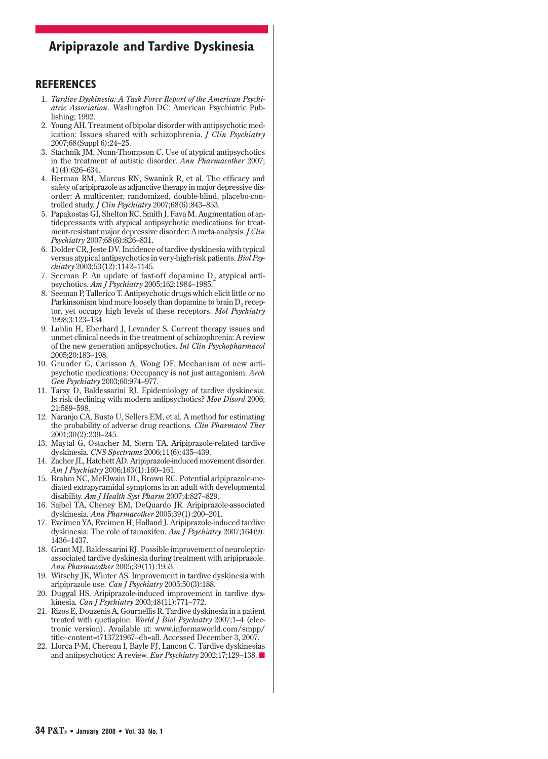# Aripiprazole and Tardive Dyskinesia

## REFERENCES

1. *Tardive Dyskinesia: A Task Force Report of the American Psychiatric Association*. Washington DC: American Psychiatric Publishing; 1992.
2. Young AH. Treatment of bipolar disorder with antipsychotic medication: Issues shared with schizophrenia. *J Clin Psychiatry* 2007;68(Suppl 6):24–25.
3. Stachnik JM, Nunn-Thompson C. Use of atypical antipsychotics in the treatment of autistic disorder. *Ann Pharmacother* 2007; 41(4):626–634.
4. Berman RM, Marcus RN, Swanink R, et al. The efficacy and safety of aripiprazole as adjunctive therapy in major depressive disorder: A multicenter, randomized, double-blind, placebo-controlled study. *J Clin Psychiatry* 2007;68(6):843–853.
5. Papakostas GI, Shelton RC, Smith J, Fava M. Augmentation of antidepressants with atypical antipsychotic medications for treatment-resistant major depressive disorder: A meta-analysis. *J Clin Psychiatry* 2007;68(6):826–831.
6. Dolder CR, Jeste DV. Incidence of tardive dyskinesia with typical versus atypical antipsychotics in very-high-risk patients. *Biol Psychiatry* 2003;53(12):1142–1145.
7. Seeman P. An update of fast-off dopamine $D_2$ atypical antipsychotics. *Am J Psychiatry* 2005;162:1984–1985.
8. Seeman P, Tallerico T. Antipsychotic drugs which elicit little or no Parkinsonism bind more loosely than dopamine to brain $D_2$ receptor, yet occupy high levels of these receptors. *Mol Psychiatry* 1998;3:123–134.
9. Lublin H, Eberhard J, Levander S. Current therapy issues and unmet clinical needs in the treatment of schizophrenia: A review of the new generation antipsychotics. *Int Clin Psychopharmacol* 2005;20:183–198.
10. Grunder G, Carisson A, Wong DF. Mechanism of new antipsychotic medications: Occupancy is not just antagonism. *Arch Gen Psychiatry* 2003;60:974–977.
11. Tarsy D, Baldessarini RJ. Epidemiology of tardive dyskinesia: Is risk declining with modern antipsychotics? *Mov Disord* 2006; 21:589–598.
12. Naranjo CA, Busto U, Sellers EM, et al. A method for estimating the probability of adverse drug reactions. *Clin Pharmacol Ther* 2001;30(2):239–245.
13. Maytal G, Ostacher M, Stern TA. Aripiprazole-related tardive dyskinesia. *CNS Spectrums* 2006;11(6):435–439.
14. Zacher JL, Hatchett AD. Aripiprazole-induced movement disorder. *Am J Psychiatry* 2006;163(1):160–161.
15. Brahm NC, McElwain DL, Brown RC. Potential aripiprazole-mediated extrapyramidal symptoms in an adult with developmental disability. *Am J Health Syst Pharm* 2007;4:827–829.
16. Sajbel TA, Cheney EM, DeQuardo JR. Aripiprazole-associated dyskinesia. *Ann Pharmacother* 2005;39(1):200–201.
17. Evcimen YA, Evcimen H, Holland J. Aripiprazole-induced tardive dyskinesia: The role of tamoxifen. *Am J Psychiatry* 2007;164(9): 1436–1437.
18. Grant MJ. Baldessarini RJ. Possible improvement of neuroleptic-associated tardive dyskinesia during treatment with aripiprazole. *Ann Pharmacother* 2005;39(11):1953.
19. Witschy JK, Winter AS. Improvement in tardive dyskinesia with aripiprazole use. *Can J Psychiatry* 2005;50(3):188.
20. Duggal HS. Aripiprazole-induced improvement in tardive dyskinesia. *Can J Psychiatry* 2003;48(11):771–772.
21. Rizos E, Douzenis A, Gournellis R. Tardive dyskinesia in a patient treated with quetiapine. *World J Biol Psychiatry* 2007;1–4 (electronic version). Available at: www.informaworld.com/smpp/title~content=t713721967~db=all. Accessed December 3, 2007.
22. Llorca P-M, Chereau I, Bayle FJ, Lancon C. Tardive dyskinesias and antipsychotics: A review. *Eur Psychiatry* 2002;17;129–138. ■